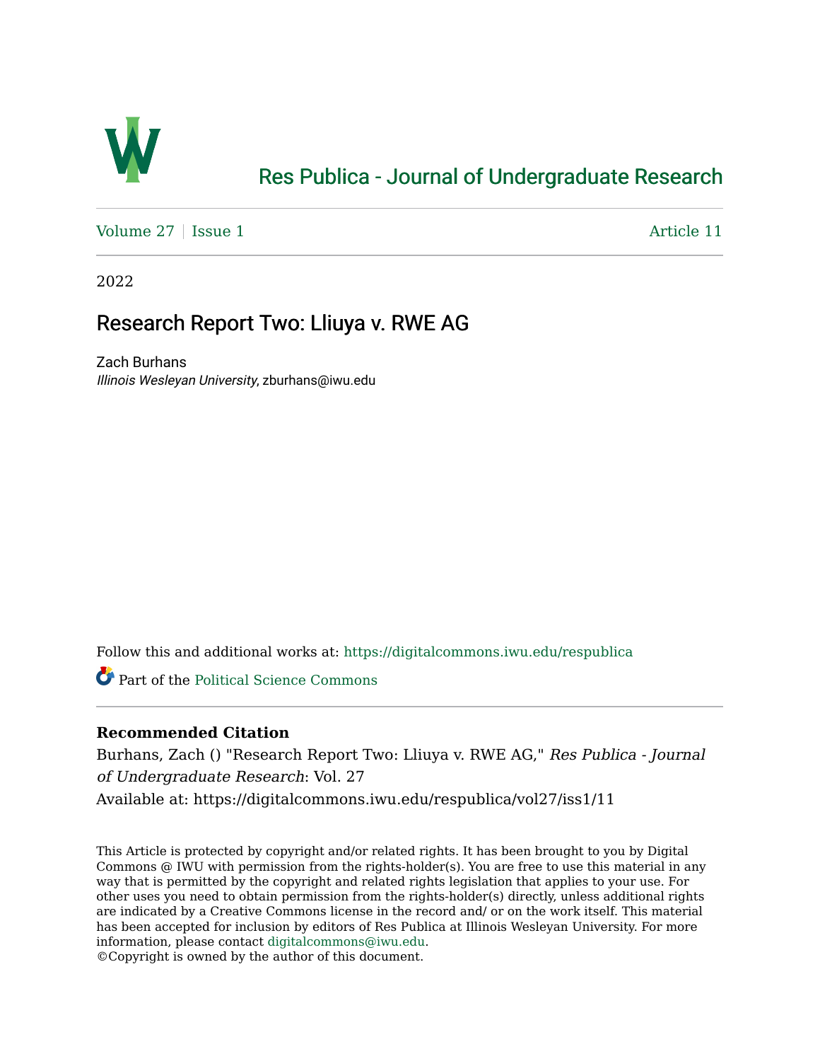Res Publica - Journal of Undergraduate Research

Volume 27 | Issue 1 Article 11

2022

# Research Report Two: Lliuya v. RWE AG

Zach Burhans
*Illinois Wesleyan University*, zburhans@iwu.edu

Follow this and additional works at: https://digitalcommons.iwu.edu/respublica

Part of the Political Science Commons

**Recommended Citation**

Burhans, Zach () "Research Report Two: Lliuya v. RWE AG," *Res Publica - Journal of Undergraduate Research*: Vol. 27

Available at: https://digitalcommons.iwu.edu/respublica/vol27/iss1/11

This Article is protected by copyright and/or related rights. It has been brought to you by Digital Commons @ IWU with permission from the rights-holder(s). You are free to use this material in any way that is permitted by the copyright and related rights legislation that applies to your use. For other uses you need to obtain permission from the rights-holder(s) directly, unless additional rights are indicated by a Creative Commons license in the record and/ or on the work itself. This material has been accepted for inclusion by editors of Res Publica at Illinois Wesleyan University. For more information, please contact digitalcommons@iwu.edu.
©Copyright is owned by the author of this document.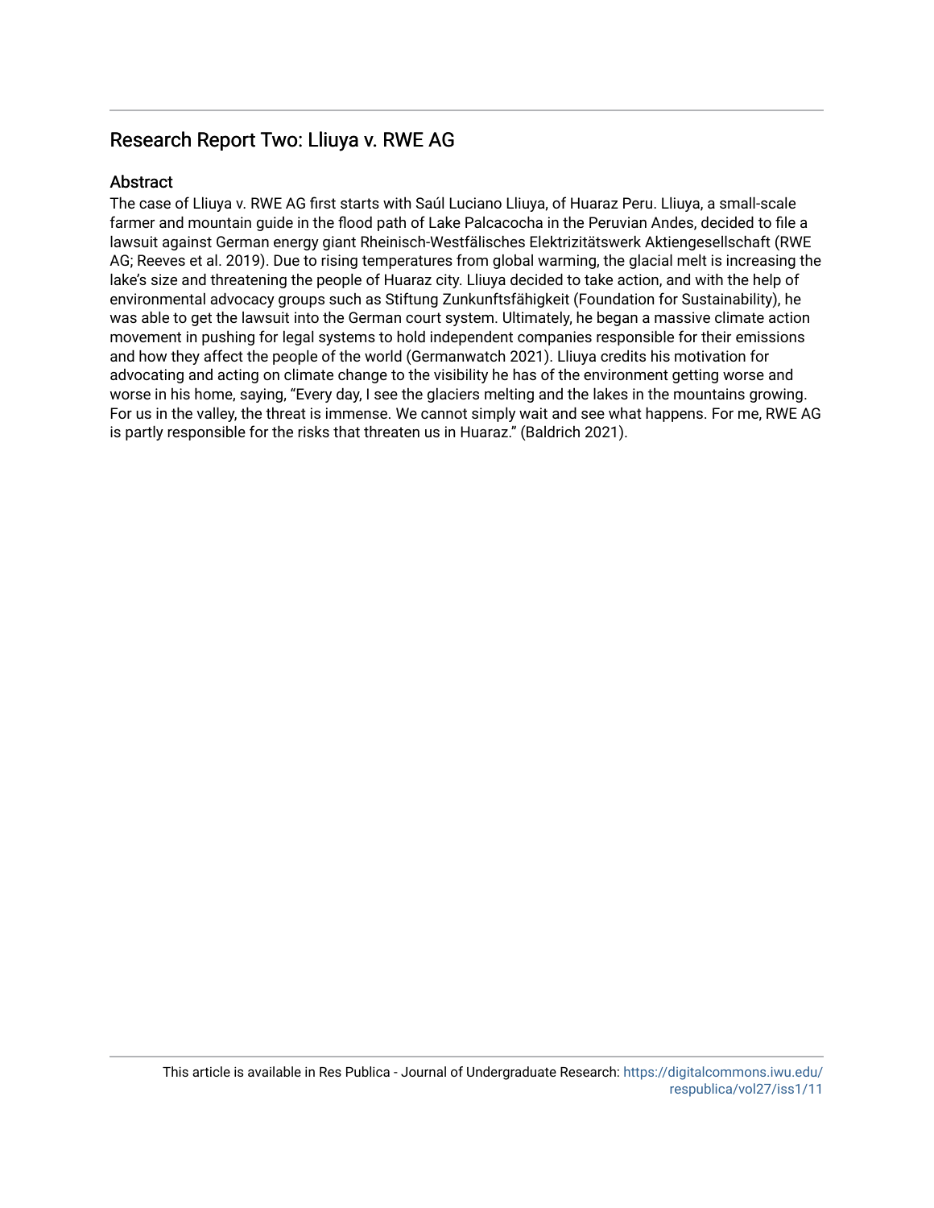## Research Report Two: Lliuya v. RWE AG

### Abstract

The case of Lliuya v. RWE AG first starts with Saúl Luciano Lliuya, of Huaraz Peru. Lliuya, a small-scale farmer and mountain guide in the flood path of Lake Palcacocha in the Peruvian Andes, decided to file a lawsuit against German energy giant Rheinisch-Westfälisches Elektrizitätswerk Aktiengesellschaft (RWE AG; Reeves et al. 2019). Due to rising temperatures from global warming, the glacial melt is increasing the lake's size and threatening the people of Huaraz city. Lliuya decided to take action, and with the help of environmental advocacy groups such as Stiftung Zunkunftsfähigkeit (Foundation for Sustainability), he was able to get the lawsuit into the German court system. Ultimately, he began a massive climate action movement in pushing for legal systems to hold independent companies responsible for their emissions and how they affect the people of the world (Germanwatch 2021). Lliuya credits his motivation for advocating and acting on climate change to the visibility he has of the environment getting worse and worse in his home, saying, "Every day, I see the glaciers melting and the lakes in the mountains growing. For us in the valley, the threat is immense. We cannot simply wait and see what happens. For me, RWE AG is partly responsible for the risks that threaten us in Huaraz." (Baldrich 2021).

This article is available in Res Publica - Journal of Undergraduate Research: https://digitalcommons.iwu.edu/respublica/vol27/iss1/11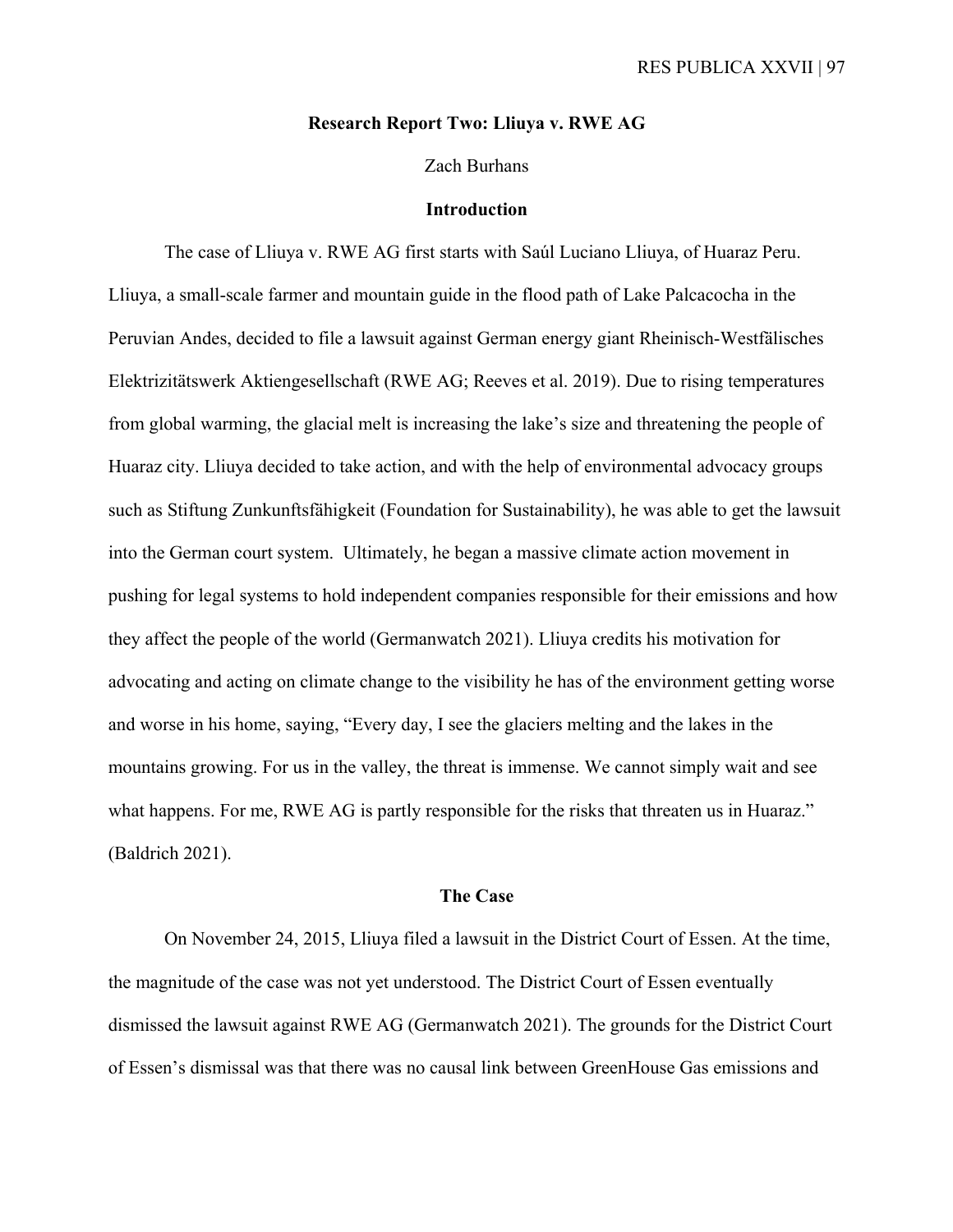## Research Report Two: Lliuya v. RWE AG

Zach Burhans

### Introduction

The case of Lliuya v. RWE AG first starts with Saúl Luciano Lliuya, of Huaraz Peru. Lliuya, a small-scale farmer and mountain guide in the flood path of Lake Palcacocha in the Peruvian Andes, decided to file a lawsuit against German energy giant Rheinisch-Westfälisches Elektrizitätswerk Aktiengesellschaft (RWE AG; Reeves et al. 2019). Due to rising temperatures from global warming, the glacial melt is increasing the lake's size and threatening the people of Huaraz city. Lliuya decided to take action, and with the help of environmental advocacy groups such as Stiftung Zunkunftsfähigkeit (Foundation for Sustainability), he was able to get the lawsuit into the German court system. Ultimately, he began a massive climate action movement in pushing for legal systems to hold independent companies responsible for their emissions and how they affect the people of the world (Germanwatch 2021). Lliuya credits his motivation for advocating and acting on climate change to the visibility he has of the environment getting worse and worse in his home, saying, "Every day, I see the glaciers melting and the lakes in the mountains growing. For us in the valley, the threat is immense. We cannot simply wait and see what happens. For me, RWE AG is partly responsible for the risks that threaten us in Huaraz." (Baldrich 2021).

### The Case

On November 24, 2015, Lliuya filed a lawsuit in the District Court of Essen. At the time, the magnitude of the case was not yet understood. The District Court of Essen eventually dismissed the lawsuit against RWE AG (Germanwatch 2021). The grounds for the District Court of Essen's dismissal was that there was no causal link between GreenHouse Gas emissions and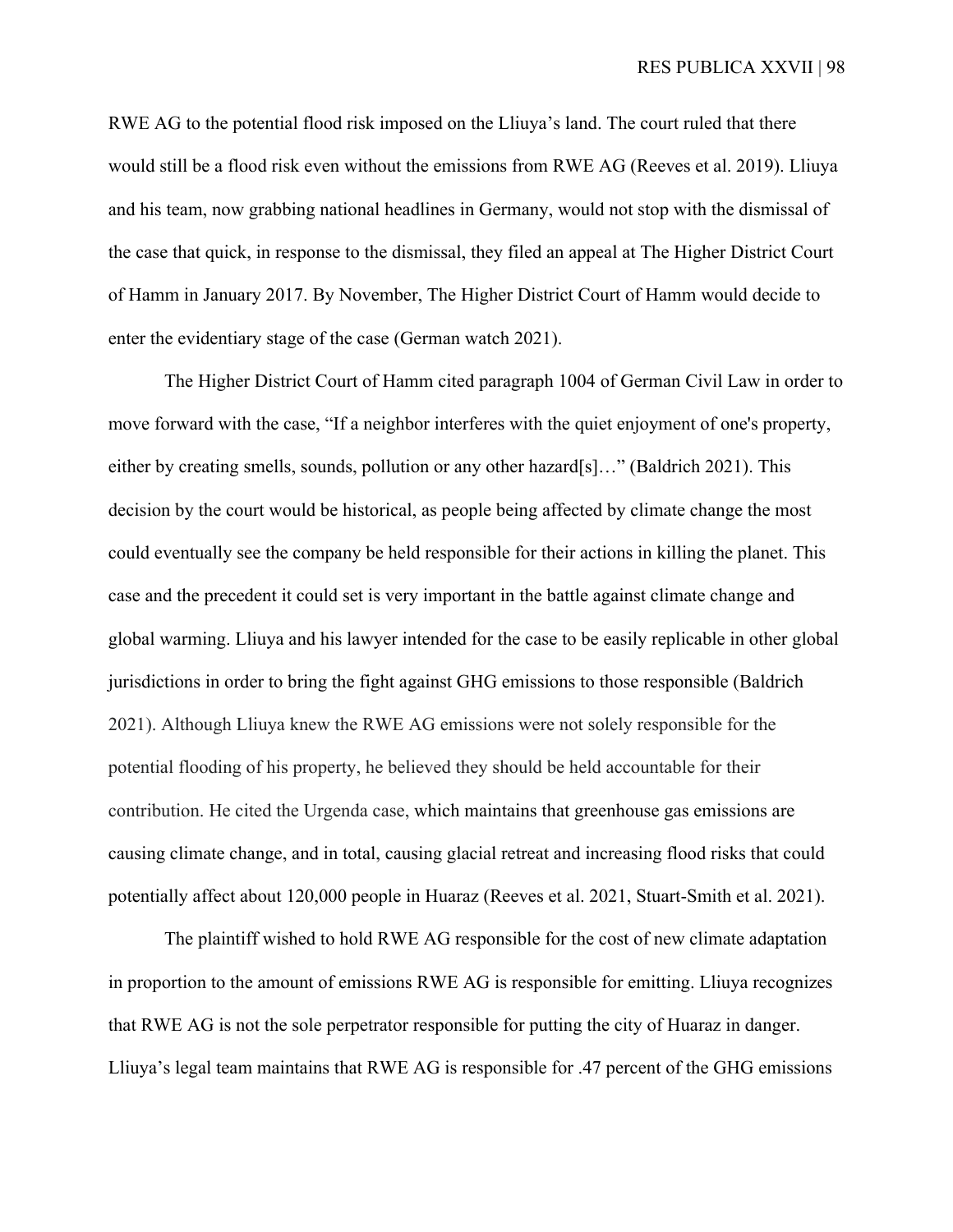RWE AG to the potential flood risk imposed on the Lliuya's land. The court ruled that there would still be a flood risk even without the emissions from RWE AG (Reeves et al. 2019). Lliuya and his team, now grabbing national headlines in Germany, would not stop with the dismissal of the case that quick, in response to the dismissal, they filed an appeal at The Higher District Court of Hamm in January 2017. By November, The Higher District Court of Hamm would decide to enter the evidentiary stage of the case (German watch 2021).

The Higher District Court of Hamm cited paragraph 1004 of German Civil Law in order to move forward with the case, "If a neighbor interferes with the quiet enjoyment of one's property, either by creating smells, sounds, pollution or any other hazard[s]…" (Baldrich 2021). This decision by the court would be historical, as people being affected by climate change the most could eventually see the company be held responsible for their actions in killing the planet. This case and the precedent it could set is very important in the battle against climate change and global warming. Lliuya and his lawyer intended for the case to be easily replicable in other global jurisdictions in order to bring the fight against GHG emissions to those responsible (Baldrich 2021). Although Lliuya knew the RWE AG emissions were not solely responsible for the potential flooding of his property, he believed they should be held accountable for their contribution. He cited the Urgenda case, which maintains that greenhouse gas emissions are causing climate change, and in total, causing glacial retreat and increasing flood risks that could potentially affect about 120,000 people in Huaraz (Reeves et al. 2021, Stuart-Smith et al. 2021).

The plaintiff wished to hold RWE AG responsible for the cost of new climate adaptation in proportion to the amount of emissions RWE AG is responsible for emitting. Lliuya recognizes that RWE AG is not the sole perpetrator responsible for putting the city of Huaraz in danger. Lliuya's legal team maintains that RWE AG is responsible for .47 percent of the GHG emissions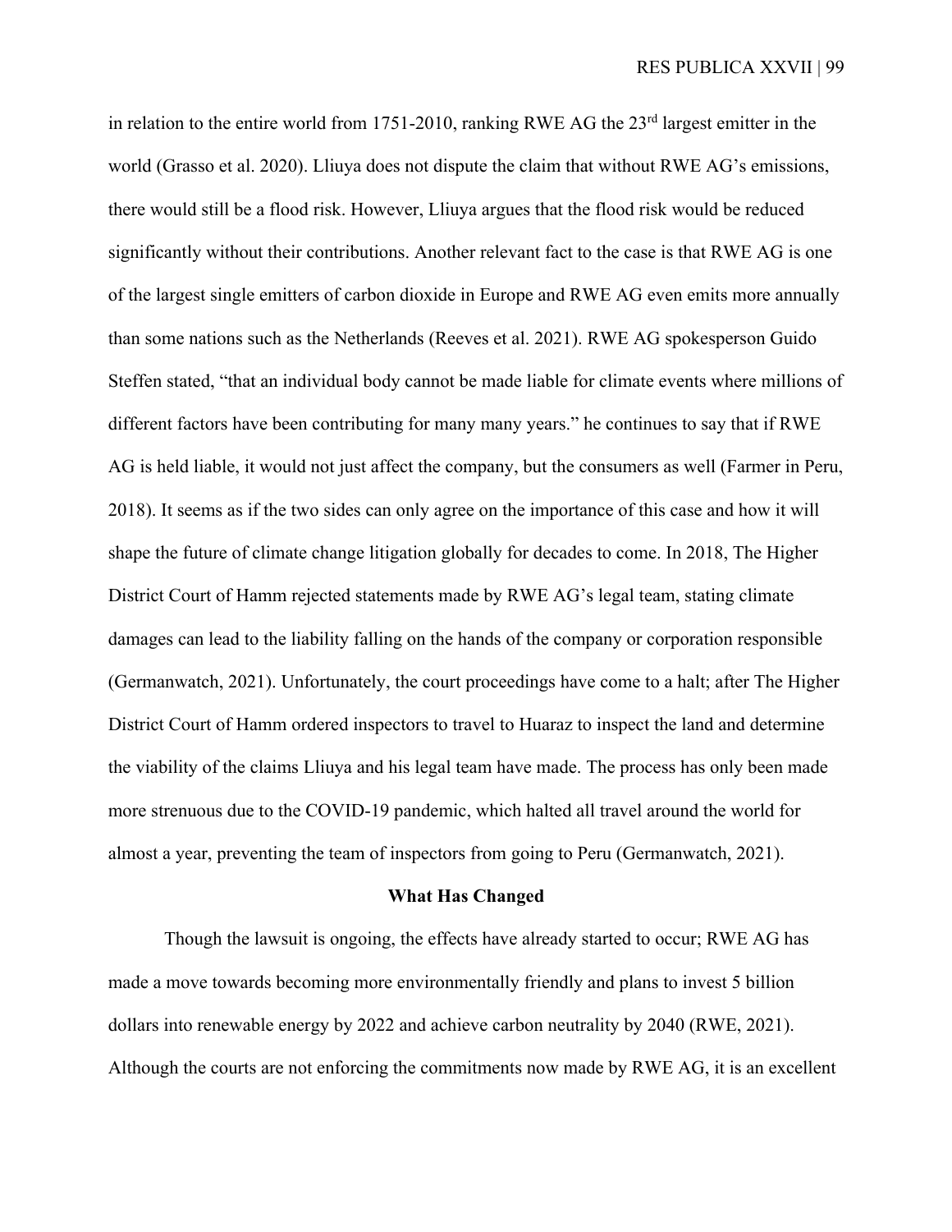in relation to the entire world from 1751-2010, ranking RWE AG the 23rd largest emitter in the world (Grasso et al. 2020). Lliuya does not dispute the claim that without RWE AG's emissions, there would still be a flood risk. However, Lliuya argues that the flood risk would be reduced significantly without their contributions. Another relevant fact to the case is that RWE AG is one of the largest single emitters of carbon dioxide in Europe and RWE AG even emits more annually than some nations such as the Netherlands (Reeves et al. 2021). RWE AG spokesperson Guido Steffen stated, "that an individual body cannot be made liable for climate events where millions of different factors have been contributing for many many years." he continues to say that if RWE AG is held liable, it would not just affect the company, but the consumers as well (Farmer in Peru, 2018). It seems as if the two sides can only agree on the importance of this case and how it will shape the future of climate change litigation globally for decades to come. In 2018, The Higher District Court of Hamm rejected statements made by RWE AG's legal team, stating climate damages can lead to the liability falling on the hands of the company or corporation responsible (Germanwatch, 2021). Unfortunately, the court proceedings have come to a halt; after The Higher District Court of Hamm ordered inspectors to travel to Huaraz to inspect the land and determine the viability of the claims Lliuya and his legal team have made. The process has only been made more strenuous due to the COVID-19 pandemic, which halted all travel around the world for almost a year, preventing the team of inspectors from going to Peru (Germanwatch, 2021).

## What Has Changed

Though the lawsuit is ongoing, the effects have already started to occur; RWE AG has made a move towards becoming more environmentally friendly and plans to invest 5 billion dollars into renewable energy by 2022 and achieve carbon neutrality by 2040 (RWE, 2021). Although the courts are not enforcing the commitments now made by RWE AG, it is an excellent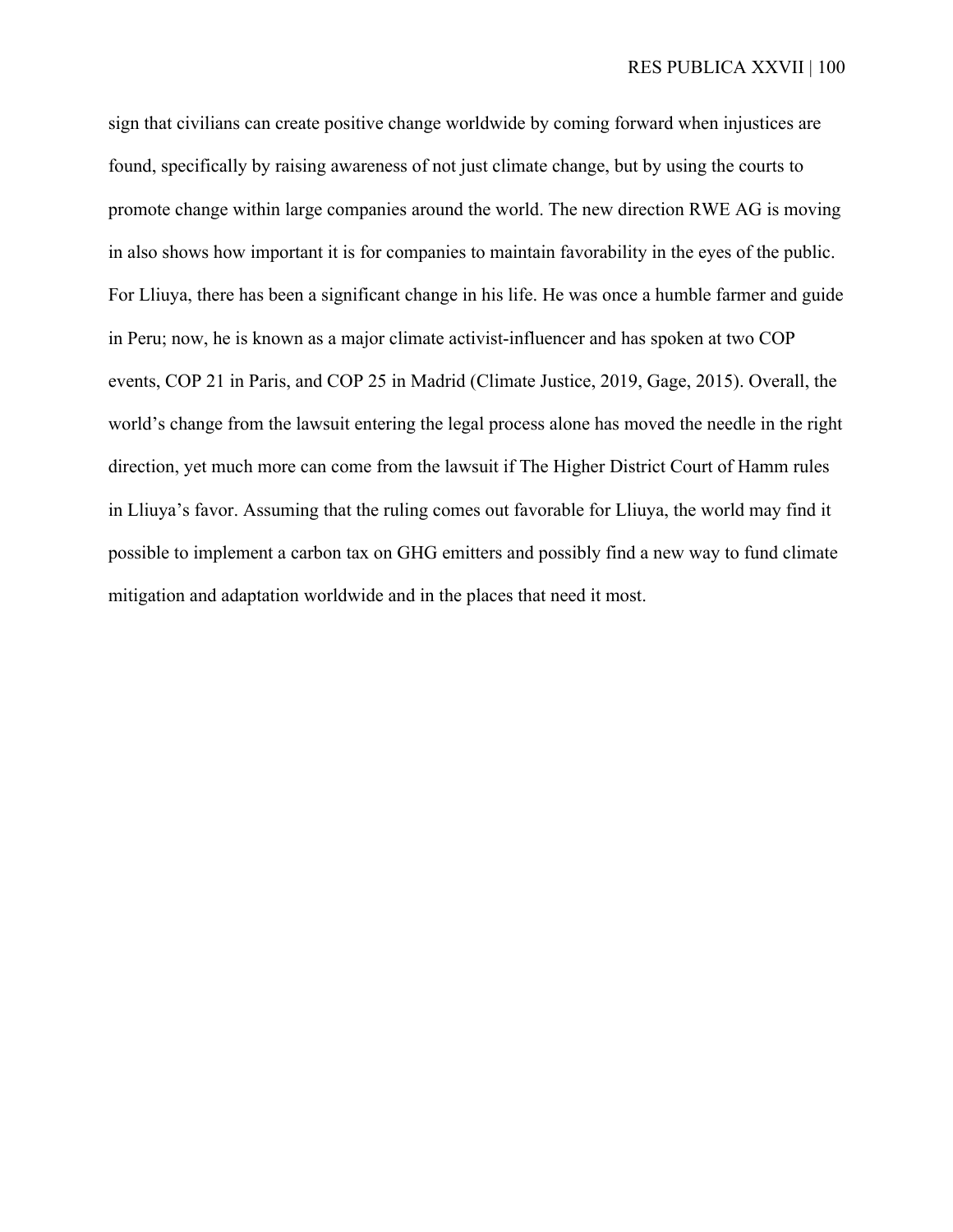sign that civilians can create positive change worldwide by coming forward when injustices are found, specifically by raising awareness of not just climate change, but by using the courts to promote change within large companies around the world. The new direction RWE AG is moving in also shows how important it is for companies to maintain favorability in the eyes of the public. For Lliuya, there has been a significant change in his life. He was once a humble farmer and guide in Peru; now, he is known as a major climate activist-influencer and has spoken at two COP events, COP 21 in Paris, and COP 25 in Madrid (Climate Justice, 2019, Gage, 2015). Overall, the world's change from the lawsuit entering the legal process alone has moved the needle in the right direction, yet much more can come from the lawsuit if The Higher District Court of Hamm rules in Lliuya's favor. Assuming that the ruling comes out favorable for Lliuya, the world may find it possible to implement a carbon tax on GHG emitters and possibly find a new way to fund climate mitigation and adaptation worldwide and in the places that need it most.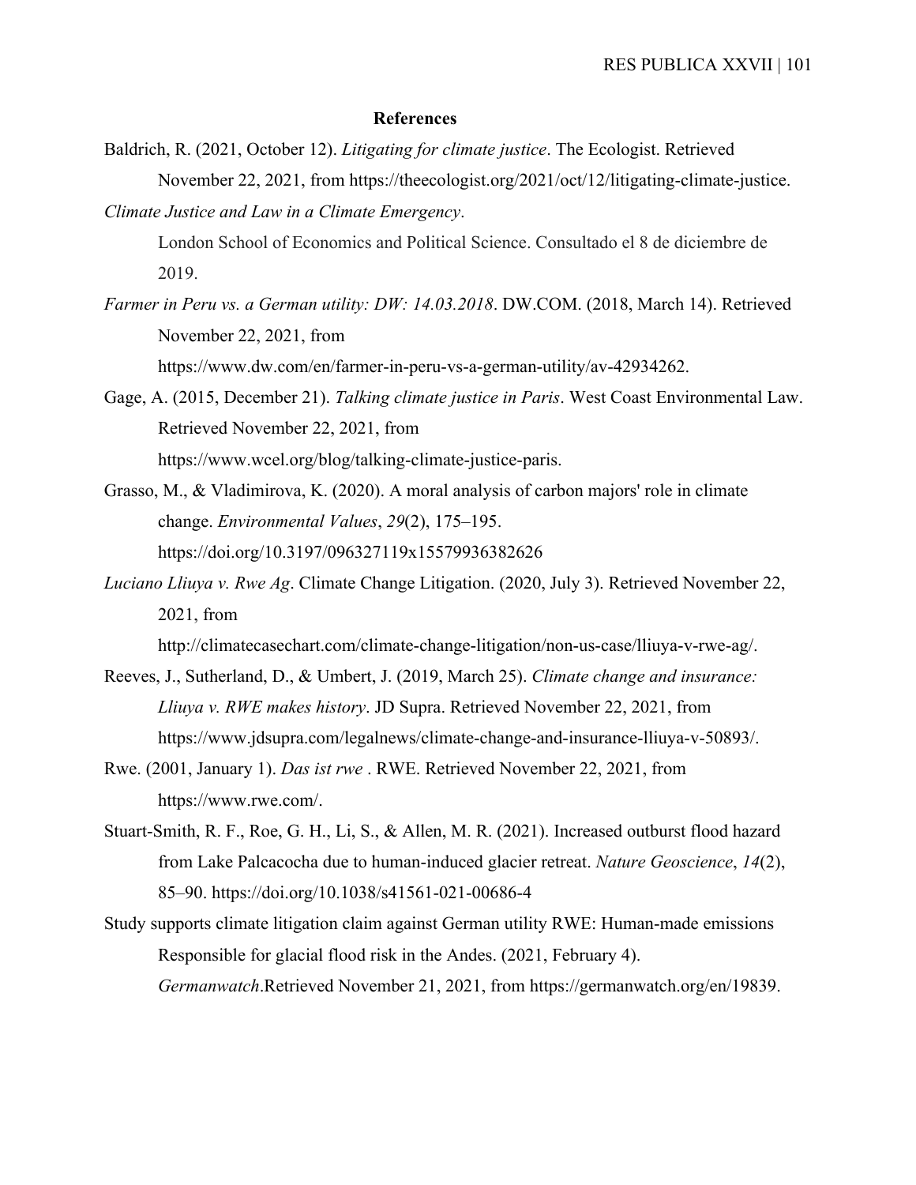## References

Baldrich, R. (2021, October 12). *Litigating for climate justice*. The Ecologist. Retrieved November 22, 2021, from https://theecologist.org/2021/oct/12/litigating-climate-justice.

*Climate Justice and Law in a Climate Emergency*. London School of Economics and Political Science. Consultado el 8 de diciembre de 2019.

*Farmer in Peru vs. a German utility: DW: 14.03.2018*. DW.COM. (2018, March 14). Retrieved November 22, 2021, from https://www.dw.com/en/farmer-in-peru-vs-a-german-utility/av-42934262.

Gage, A. (2015, December 21). *Talking climate justice in Paris*. West Coast Environmental Law. Retrieved November 22, 2021, from https://www.wcel.org/blog/talking-climate-justice-paris.

Grasso, M., & Vladimirova, K. (2020). A moral analysis of carbon majors' role in climate change. *Environmental Values*, *29*(2), 175–195. https://doi.org/10.3197/096327119x15579936382626

*Luciano Lliuya v. Rwe Ag*. Climate Change Litigation. (2020, July 3). Retrieved November 22, 2021, from http://climatecasechart.com/climate-change-litigation/non-us-case/lliuya-v-rwe-ag/.

Reeves, J., Sutherland, D., & Umbert, J. (2019, March 25). *Climate change and insurance: Lliuya v. RWE makes history*. JD Supra. Retrieved November 22, 2021, from https://www.jdsupra.com/legalnews/climate-change-and-insurance-lliuya-v-50893/.

Rwe. (2001, January 1). *Das ist rwe* . RWE. Retrieved November 22, 2021, from https://www.rwe.com/.

Stuart-Smith, R. F., Roe, G. H., Li, S., & Allen, M. R. (2021). Increased outburst flood hazard from Lake Palcacocha due to human-induced glacier retreat. *Nature Geoscience*, *14*(2), 85–90. https://doi.org/10.1038/s41561-021-00686-4

Study supports climate litigation claim against German utility RWE: Human-made emissions Responsible for glacial flood risk in the Andes. (2021, February 4). *Germanwatch*.Retrieved November 21, 2021, from https://germanwatch.org/en/19839.